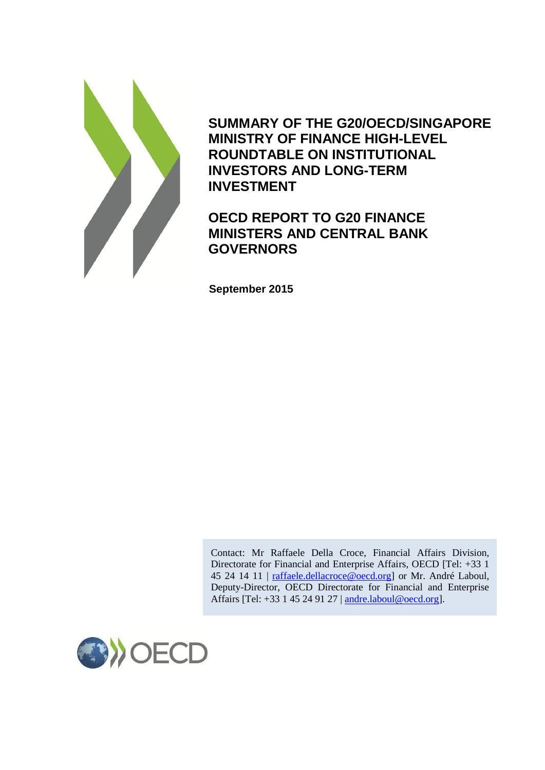# SUMMARY OF THE G20/OECD/SINGAPORE MINISTRY OF FINANCE HIGH-LEVEL ROUNDTABLE ON INSTITUTIONAL INVESTORS AND LONG-TERM INVESTMENT

## OECD REPORT TO G20 FINANCE MINISTERS AND CENTRAL BANK GOVERNORS

**September 2015**

Contact: Mr Raffaele Della Croce, Financial Affairs Division, Directorate for Financial and Enterprise Affairs, OECD [Tel: +33 1 45 24 14 11 | raffaele.dellacroce@oecd.org] or Mr. André Laboul, Deputy-Director, OECD Directorate for Financial and Enterprise Affairs [Tel: +33 1 45 24 91 27 | andre.laboul@oecd.org].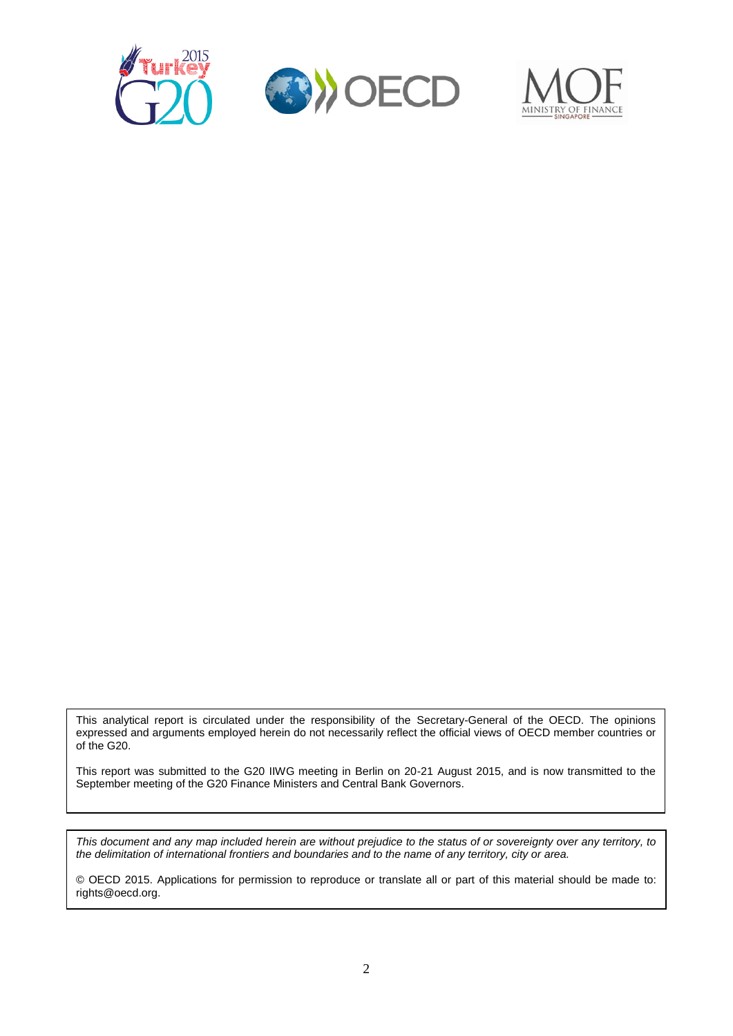This analytical report is circulated under the responsibility of the Secretary-General of the OECD. The opinions expressed and arguments employed herein do not necessarily reflect the official views of OECD member countries or of the G20.

This report was submitted to the G20 IIWG meeting in Berlin on 20-21 August 2015, and is now transmitted to the September meeting of the G20 Finance Ministers and Central Bank Governors.

*This document and any map included herein are without prejudice to the status of or sovereignty over any territory, to the delimitation of international frontiers and boundaries and to the name of any territory, city or area.*

© OECD 2015. Applications for permission to reproduce or translate all or part of this material should be made to: rights@oecd.org.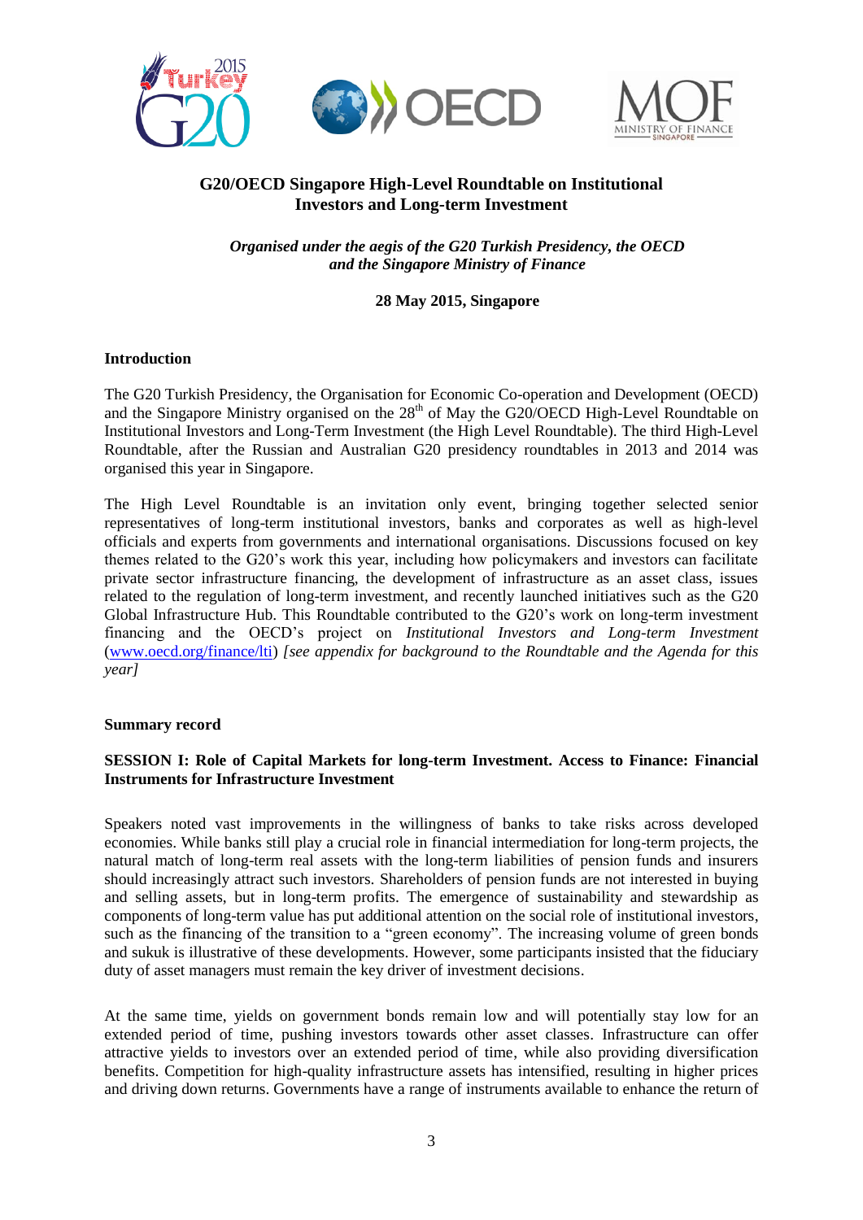## G20/OECD Singapore High-Level Roundtable on Institutional Investors and Long-term Investment

*Organised under the aegis of the G20 Turkish Presidency, the OECD and the Singapore Ministry of Finance*

**28 May 2015, Singapore**

### Introduction

The G20 Turkish Presidency, the Organisation for Economic Co-operation and Development (OECD) and the Singapore Ministry organised on the 28th of May the G20/OECD High-Level Roundtable on Institutional Investors and Long-Term Investment (the High Level Roundtable). The third High-Level Roundtable, after the Russian and Australian G20 presidency roundtables in 2013 and 2014 was organised this year in Singapore.

The High Level Roundtable is an invitation only event, bringing together selected senior representatives of long-term institutional investors, banks and corporates as well as high-level officials and experts from governments and international organisations. Discussions focused on key themes related to the G20's work this year, including how policymakers and investors can facilitate private sector infrastructure financing, the development of infrastructure as an asset class, issues related to the regulation of long-term investment, and recently launched initiatives such as the G20 Global Infrastructure Hub. This Roundtable contributed to the G20's work on long-term investment financing and the OECD's project on *Institutional Investors and Long-term Investment* (www.oecd.org/finance/lti) *[see appendix for background to the Roundtable and the Agenda for this year]*

### Summary record

#### SESSION I: Role of Capital Markets for long-term Investment. Access to Finance: Financial Instruments for Infrastructure Investment

Speakers noted vast improvements in the willingness of banks to take risks across developed economies. While banks still play a crucial role in financial intermediation for long-term projects, the natural match of long-term real assets with the long-term liabilities of pension funds and insurers should increasingly attract such investors. Shareholders of pension funds are not interested in buying and selling assets, but in long-term profits. The emergence of sustainability and stewardship as components of long-term value has put additional attention on the social role of institutional investors, such as the financing of the transition to a "green economy". The increasing volume of green bonds and sukuk is illustrative of these developments. However, some participants insisted that the fiduciary duty of asset managers must remain the key driver of investment decisions.

At the same time, yields on government bonds remain low and will potentially stay low for an extended period of time, pushing investors towards other asset classes. Infrastructure can offer attractive yields to investors over an extended period of time, while also providing diversification benefits. Competition for high-quality infrastructure assets has intensified, resulting in higher prices and driving down returns. Governments have a range of instruments available to enhance the return of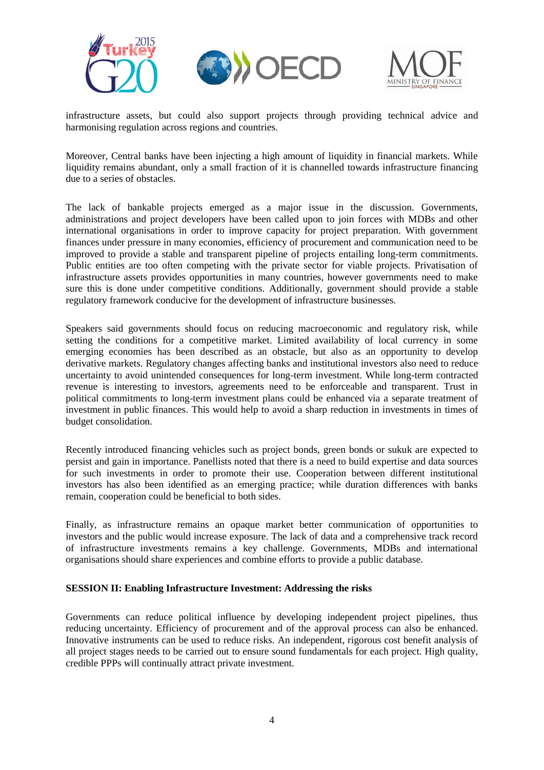infrastructure assets, but could also support projects through providing technical advice and harmonising regulation across regions and countries.

Moreover, Central banks have been injecting a high amount of liquidity in financial markets. While liquidity remains abundant, only a small fraction of it is channelled towards infrastructure financing due to a series of obstacles.

The lack of bankable projects emerged as a major issue in the discussion. Governments, administrations and project developers have been called upon to join forces with MDBs and other international organisations in order to improve capacity for project preparation. With government finances under pressure in many economies, efficiency of procurement and communication need to be improved to provide a stable and transparent pipeline of projects entailing long-term commitments. Public entities are too often competing with the private sector for viable projects. Privatisation of infrastructure assets provides opportunities in many countries, however governments need to make sure this is done under competitive conditions. Additionally, government should provide a stable regulatory framework conducive for the development of infrastructure businesses.

Speakers said governments should focus on reducing macroeconomic and regulatory risk, while setting the conditions for a competitive market. Limited availability of local currency in some emerging economies has been described as an obstacle, but also as an opportunity to develop derivative markets. Regulatory changes affecting banks and institutional investors also need to reduce uncertainty to avoid unintended consequences for long-term investment. While long-term contracted revenue is interesting to investors, agreements need to be enforceable and transparent. Trust in political commitments to long-term investment plans could be enhanced via a separate treatment of investment in public finances. This would help to avoid a sharp reduction in investments in times of budget consolidation.

Recently introduced financing vehicles such as project bonds, green bonds or sukuk are expected to persist and gain in importance. Panellists noted that there is a need to build expertise and data sources for such investments in order to promote their use. Cooperation between different institutional investors has also been identified as an emerging practice; while duration differences with banks remain, cooperation could be beneficial to both sides.

Finally, as infrastructure remains an opaque market better communication of opportunities to investors and the public would increase exposure. The lack of data and a comprehensive track record of infrastructure investments remains a key challenge. Governments, MDBs and international organisations should share experiences and combine efforts to provide a public database.

**SESSION II: Enabling Infrastructure Investment: Addressing the risks**

Governments can reduce political influence by developing independent project pipelines, thus reducing uncertainty. Efficiency of procurement and of the approval process can also be enhanced. Innovative instruments can be used to reduce risks. An independent, rigorous cost benefit analysis of all project stages needs to be carried out to ensure sound fundamentals for each project. High quality, credible PPPs will continually attract private investment.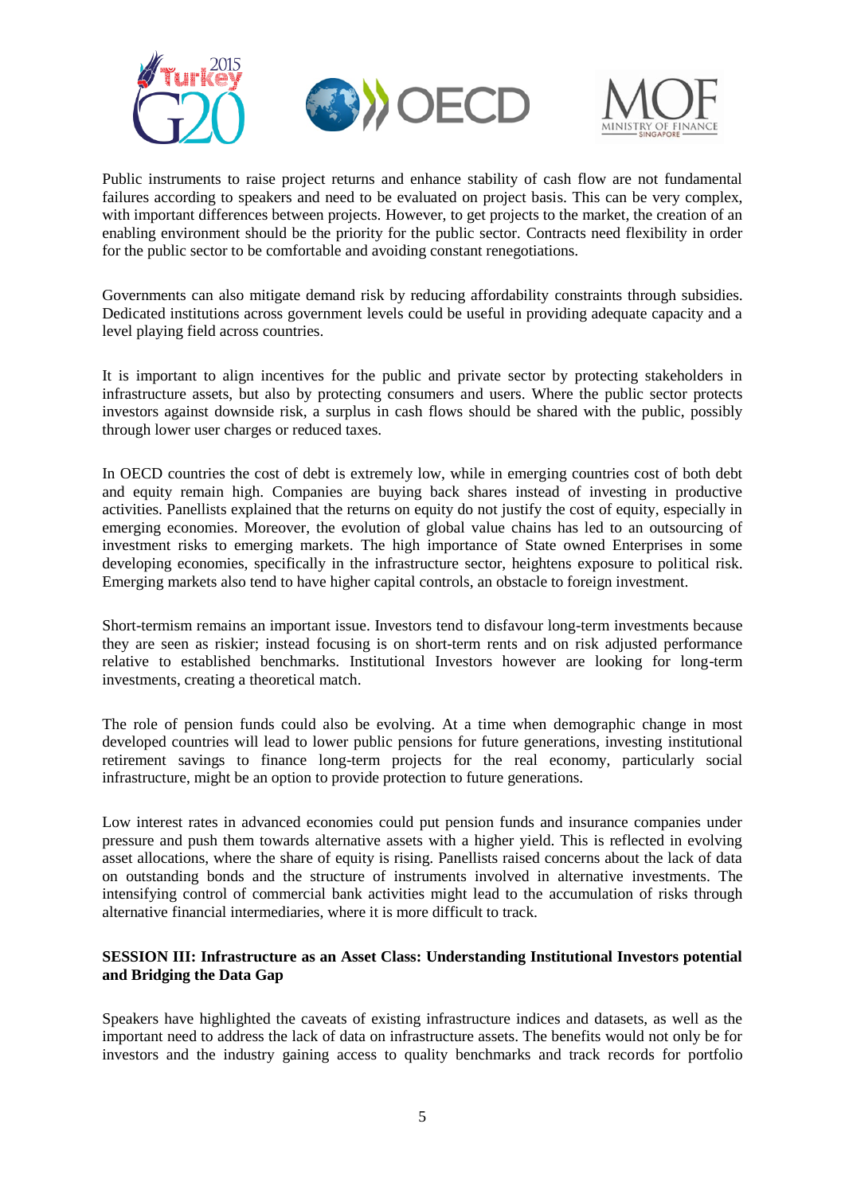Public instruments to raise project returns and enhance stability of cash flow are not fundamental failures according to speakers and need to be evaluated on project basis. This can be very complex, with important differences between projects. However, to get projects to the market, the creation of an enabling environment should be the priority for the public sector. Contracts need flexibility in order for the public sector to be comfortable and avoiding constant renegotiations.

Governments can also mitigate demand risk by reducing affordability constraints through subsidies. Dedicated institutions across government levels could be useful in providing adequate capacity and a level playing field across countries.

It is important to align incentives for the public and private sector by protecting stakeholders in infrastructure assets, but also by protecting consumers and users. Where the public sector protects investors against downside risk, a surplus in cash flows should be shared with the public, possibly through lower user charges or reduced taxes.

In OECD countries the cost of debt is extremely low, while in emerging countries cost of both debt and equity remain high. Companies are buying back shares instead of investing in productive activities. Panellists explained that the returns on equity do not justify the cost of equity, especially in emerging economies. Moreover, the evolution of global value chains has led to an outsourcing of investment risks to emerging markets. The high importance of State owned Enterprises in some developing economies, specifically in the infrastructure sector, heightens exposure to political risk. Emerging markets also tend to have higher capital controls, an obstacle to foreign investment.

Short-termism remains an important issue. Investors tend to disfavour long-term investments because they are seen as riskier; instead focusing is on short-term rents and on risk adjusted performance relative to established benchmarks. Institutional Investors however are looking for long-term investments, creating a theoretical match.

The role of pension funds could also be evolving. At a time when demographic change in most developed countries will lead to lower public pensions for future generations, investing institutional retirement savings to finance long-term projects for the real economy, particularly social infrastructure, might be an option to provide protection to future generations.

Low interest rates in advanced economies could put pension funds and insurance companies under pressure and push them towards alternative assets with a higher yield. This is reflected in evolving asset allocations, where the share of equity is rising. Panellists raised concerns about the lack of data on outstanding bonds and the structure of instruments involved in alternative investments. The intensifying control of commercial bank activities might lead to the accumulation of risks through alternative financial intermediaries, where it is more difficult to track.

**SESSION III: Infrastructure as an Asset Class: Understanding Institutional Investors potential and Bridging the Data Gap**

Speakers have highlighted the caveats of existing infrastructure indices and datasets, as well as the important need to address the lack of data on infrastructure assets. The benefits would not only be for investors and the industry gaining access to quality benchmarks and track records for portfolio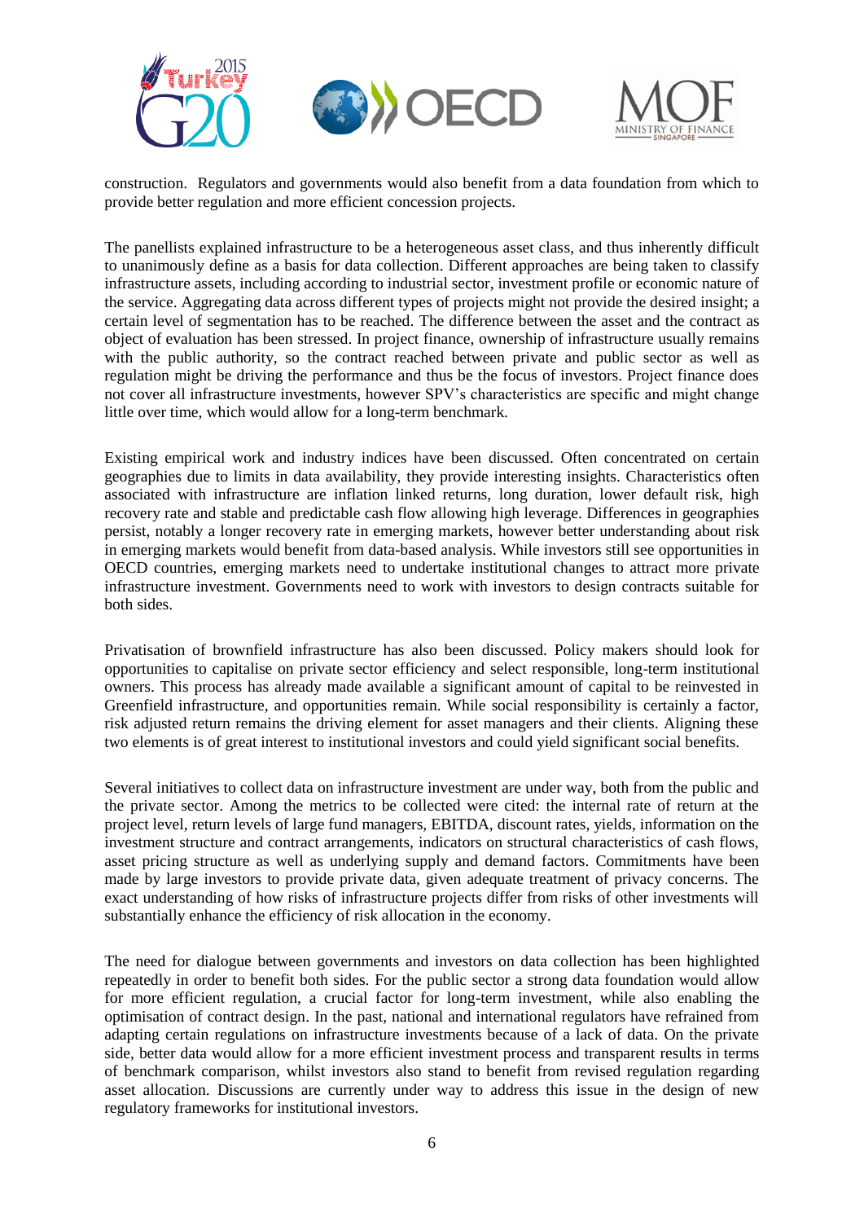construction. Regulators and governments would also benefit from a data foundation from which to provide better regulation and more efficient concession projects.

The panellists explained infrastructure to be a heterogeneous asset class, and thus inherently difficult to unanimously define as a basis for data collection. Different approaches are being taken to classify infrastructure assets, including according to industrial sector, investment profile or economic nature of the service. Aggregating data across different types of projects might not provide the desired insight; a certain level of segmentation has to be reached. The difference between the asset and the contract as object of evaluation has been stressed. In project finance, ownership of infrastructure usually remains with the public authority, so the contract reached between private and public sector as well as regulation might be driving the performance and thus be the focus of investors. Project finance does not cover all infrastructure investments, however SPV's characteristics are specific and might change little over time, which would allow for a long-term benchmark.

Existing empirical work and industry indices have been discussed. Often concentrated on certain geographies due to limits in data availability, they provide interesting insights. Characteristics often associated with infrastructure are inflation linked returns, long duration, lower default risk, high recovery rate and stable and predictable cash flow allowing high leverage. Differences in geographies persist, notably a longer recovery rate in emerging markets, however better understanding about risk in emerging markets would benefit from data-based analysis. While investors still see opportunities in OECD countries, emerging markets need to undertake institutional changes to attract more private infrastructure investment. Governments need to work with investors to design contracts suitable for both sides.

Privatisation of brownfield infrastructure has also been discussed. Policy makers should look for opportunities to capitalise on private sector efficiency and select responsible, long-term institutional owners. This process has already made available a significant amount of capital to be reinvested in Greenfield infrastructure, and opportunities remain. While social responsibility is certainly a factor, risk adjusted return remains the driving element for asset managers and their clients. Aligning these two elements is of great interest to institutional investors and could yield significant social benefits.

Several initiatives to collect data on infrastructure investment are under way, both from the public and the private sector. Among the metrics to be collected were cited: the internal rate of return at the project level, return levels of large fund managers, EBITDA, discount rates, yields, information on the investment structure and contract arrangements, indicators on structural characteristics of cash flows, asset pricing structure as well as underlying supply and demand factors. Commitments have been made by large investors to provide private data, given adequate treatment of privacy concerns. The exact understanding of how risks of infrastructure projects differ from risks of other investments will substantially enhance the efficiency of risk allocation in the economy.

The need for dialogue between governments and investors on data collection has been highlighted repeatedly in order to benefit both sides. For the public sector a strong data foundation would allow for more efficient regulation, a crucial factor for long-term investment, while also enabling the optimisation of contract design. In the past, national and international regulators have refrained from adapting certain regulations on infrastructure investments because of a lack of data. On the private side, better data would allow for a more efficient investment process and transparent results in terms of benchmark comparison, whilst investors also stand to benefit from revised regulation regarding asset allocation. Discussions are currently under way to address this issue in the design of new regulatory frameworks for institutional investors.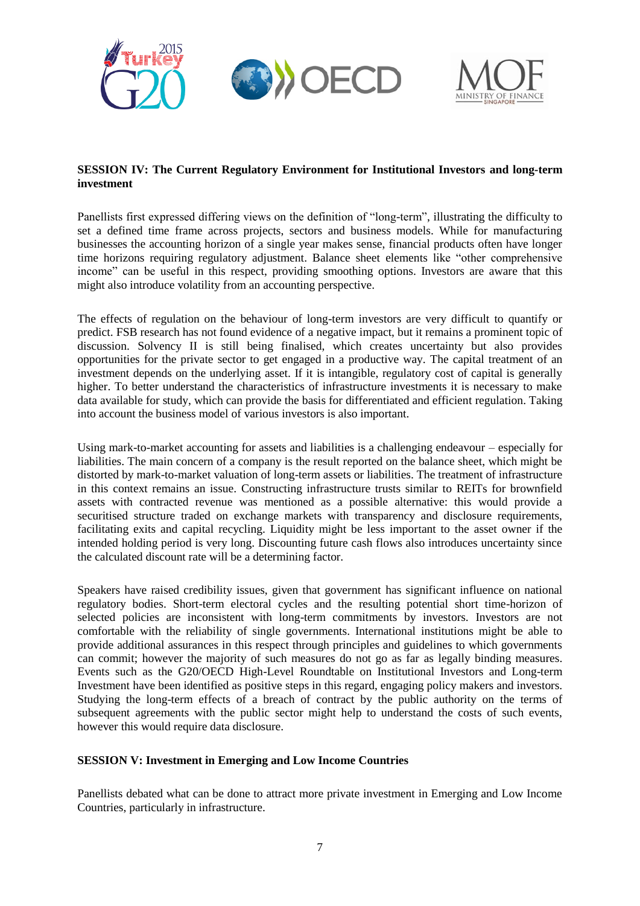**SESSION IV: The Current Regulatory Environment for Institutional Investors and long-term investment**

Panellists first expressed differing views on the definition of "long-term", illustrating the difficulty to set a defined time frame across projects, sectors and business models. While for manufacturing businesses the accounting horizon of a single year makes sense, financial products often have longer time horizons requiring regulatory adjustment. Balance sheet elements like "other comprehensive income" can be useful in this respect, providing smoothing options. Investors are aware that this might also introduce volatility from an accounting perspective.

The effects of regulation on the behaviour of long-term investors are very difficult to quantify or predict. FSB research has not found evidence of a negative impact, but it remains a prominent topic of discussion. Solvency II is still being finalised, which creates uncertainty but also provides opportunities for the private sector to get engaged in a productive way. The capital treatment of an investment depends on the underlying asset. If it is intangible, regulatory cost of capital is generally higher. To better understand the characteristics of infrastructure investments it is necessary to make data available for study, which can provide the basis for differentiated and efficient regulation. Taking into account the business model of various investors is also important.

Using mark-to-market accounting for assets and liabilities is a challenging endeavour – especially for liabilities. The main concern of a company is the result reported on the balance sheet, which might be distorted by mark-to-market valuation of long-term assets or liabilities. The treatment of infrastructure in this context remains an issue. Constructing infrastructure trusts similar to REITs for brownfield assets with contracted revenue was mentioned as a possible alternative: this would provide a securitised structure traded on exchange markets with transparency and disclosure requirements, facilitating exits and capital recycling. Liquidity might be less important to the asset owner if the intended holding period is very long. Discounting future cash flows also introduces uncertainty since the calculated discount rate will be a determining factor.

Speakers have raised credibility issues, given that government has significant influence on national regulatory bodies. Short-term electoral cycles and the resulting potential short time-horizon of selected policies are inconsistent with long-term commitments by investors. Investors are not comfortable with the reliability of single governments. International institutions might be able to provide additional assurances in this respect through principles and guidelines to which governments can commit; however the majority of such measures do not go as far as legally binding measures. Events such as the G20/OECD High-Level Roundtable on Institutional Investors and Long-term Investment have been identified as positive steps in this regard, engaging policy makers and investors. Studying the long-term effects of a breach of contract by the public authority on the terms of subsequent agreements with the public sector might help to understand the costs of such events, however this would require data disclosure.

**SESSION V: Investment in Emerging and Low Income Countries**

Panellists debated what can be done to attract more private investment in Emerging and Low Income Countries, particularly in infrastructure.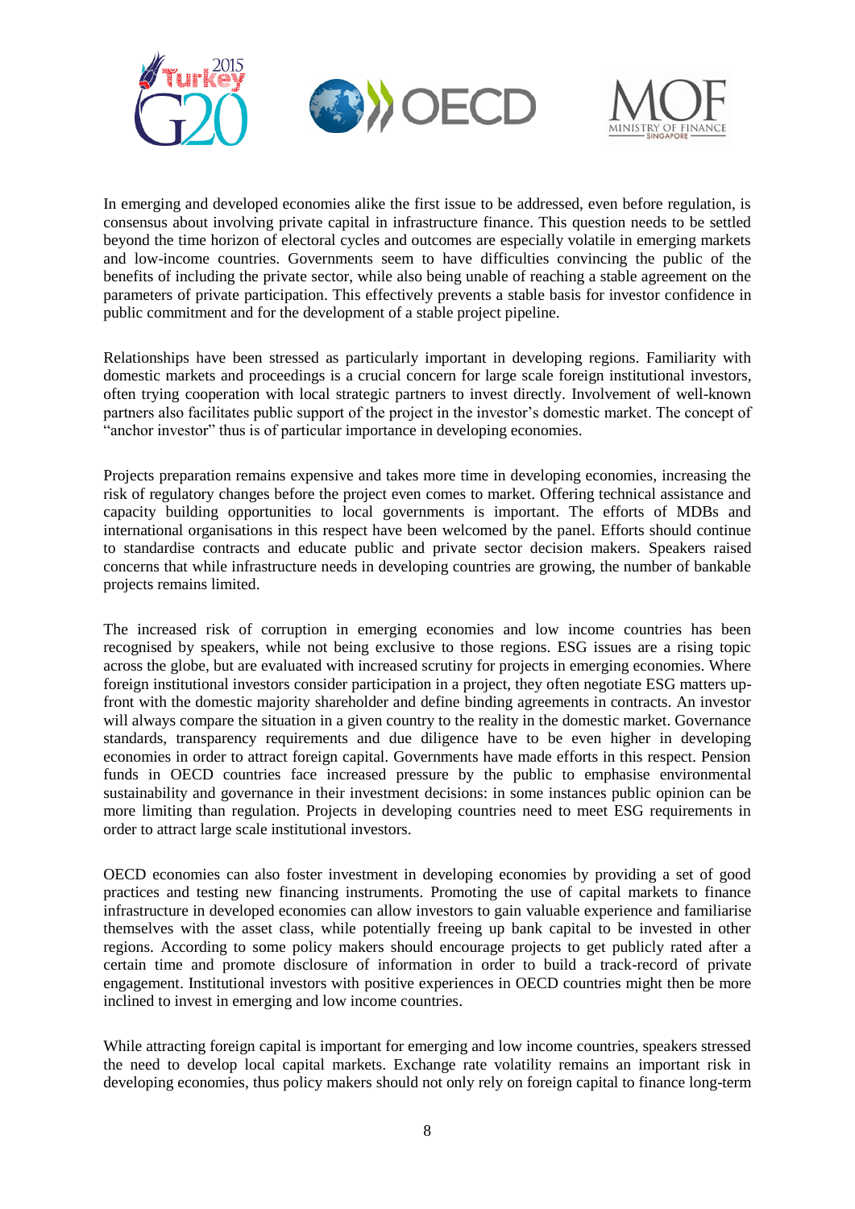In emerging and developed economies alike the first issue to be addressed, even before regulation, is consensus about involving private capital in infrastructure finance. This question needs to be settled beyond the time horizon of electoral cycles and outcomes are especially volatile in emerging markets and low-income countries. Governments seem to have difficulties convincing the public of the benefits of including the private sector, while also being unable of reaching a stable agreement on the parameters of private participation. This effectively prevents a stable basis for investor confidence in public commitment and for the development of a stable project pipeline.

Relationships have been stressed as particularly important in developing regions. Familiarity with domestic markets and proceedings is a crucial concern for large scale foreign institutional investors, often trying cooperation with local strategic partners to invest directly. Involvement of well-known partners also facilitates public support of the project in the investor's domestic market. The concept of "anchor investor" thus is of particular importance in developing economies.

Projects preparation remains expensive and takes more time in developing economies, increasing the risk of regulatory changes before the project even comes to market. Offering technical assistance and capacity building opportunities to local governments is important. The efforts of MDBs and international organisations in this respect have been welcomed by the panel. Efforts should continue to standardise contracts and educate public and private sector decision makers. Speakers raised concerns that while infrastructure needs in developing countries are growing, the number of bankable projects remains limited.

The increased risk of corruption in emerging economies and low income countries has been recognised by speakers, while not being exclusive to those regions. ESG issues are a rising topic across the globe, but are evaluated with increased scrutiny for projects in emerging economies. Where foreign institutional investors consider participation in a project, they often negotiate ESG matters up-front with the domestic majority shareholder and define binding agreements in contracts. An investor will always compare the situation in a given country to the reality in the domestic market. Governance standards, transparency requirements and due diligence have to be even higher in developing economies in order to attract foreign capital. Governments have made efforts in this respect. Pension funds in OECD countries face increased pressure by the public to emphasise environmental sustainability and governance in their investment decisions: in some instances public opinion can be more limiting than regulation. Projects in developing countries need to meet ESG requirements in order to attract large scale institutional investors.

OECD economies can also foster investment in developing economies by providing a set of good practices and testing new financing instruments. Promoting the use of capital markets to finance infrastructure in developed economies can allow investors to gain valuable experience and familiarise themselves with the asset class, while potentially freeing up bank capital to be invested in other regions. According to some policy makers should encourage projects to get publicly rated after a certain time and promote disclosure of information in order to build a track-record of private engagement. Institutional investors with positive experiences in OECD countries might then be more inclined to invest in emerging and low income countries.

While attracting foreign capital is important for emerging and low income countries, speakers stressed the need to develop local capital markets. Exchange rate volatility remains an important risk in developing economies, thus policy makers should not only rely on foreign capital to finance long-term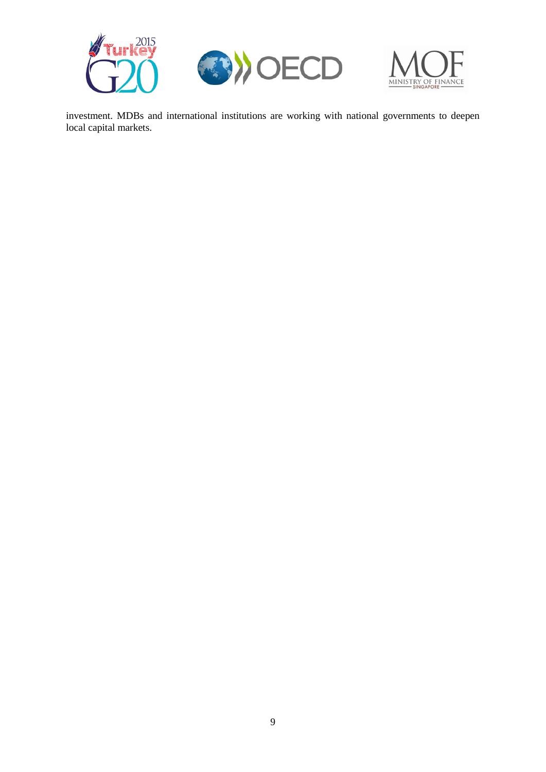investment. MDBs and international institutions are working with national governments to deepen local capital markets.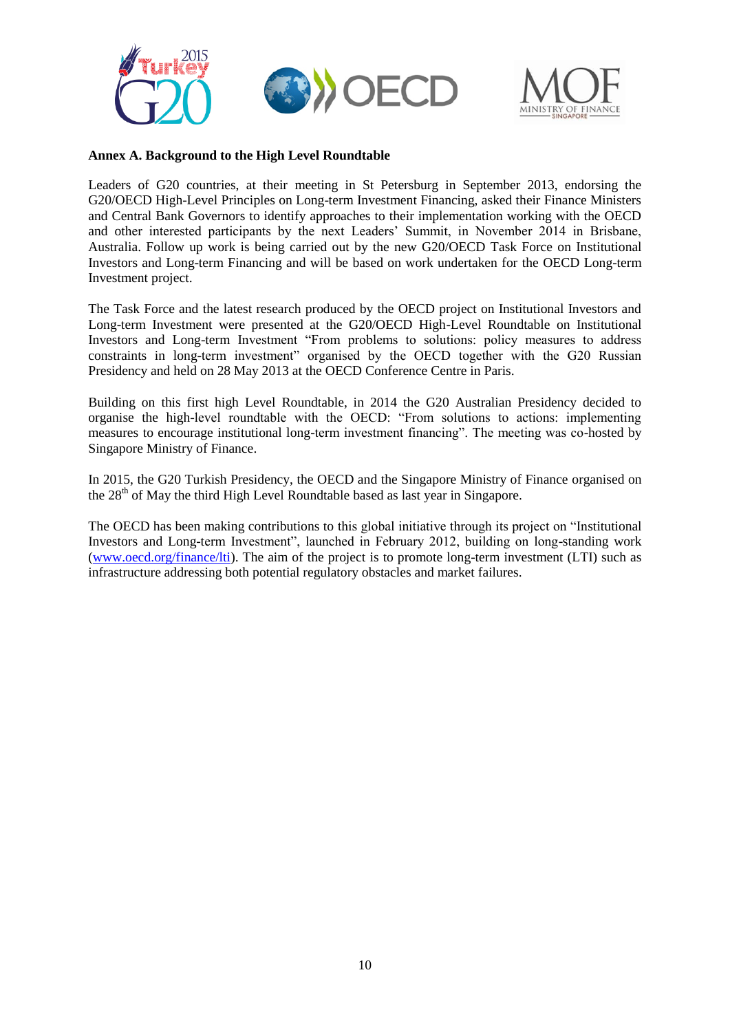**Annex A. Background to the High Level Roundtable**

Leaders of G20 countries, at their meeting in St Petersburg in September 2013, endorsing the G20/OECD High-Level Principles on Long-term Investment Financing, asked their Finance Ministers and Central Bank Governors to identify approaches to their implementation working with the OECD and other interested participants by the next Leaders' Summit, in November 2014 in Brisbane, Australia. Follow up work is being carried out by the new G20/OECD Task Force on Institutional Investors and Long-term Financing and will be based on work undertaken for the OECD Long-term Investment project.

The Task Force and the latest research produced by the OECD project on Institutional Investors and Long-term Investment were presented at the G20/OECD High-Level Roundtable on Institutional Investors and Long-term Investment "From problems to solutions: policy measures to address constraints in long-term investment" organised by the OECD together with the G20 Russian Presidency and held on 28 May 2013 at the OECD Conference Centre in Paris.

Building on this first high Level Roundtable, in 2014 the G20 Australian Presidency decided to organise the high-level roundtable with the OECD: "From solutions to actions: implementing measures to encourage institutional long-term investment financing". The meeting was co-hosted by Singapore Ministry of Finance.

In 2015, the G20 Turkish Presidency, the OECD and the Singapore Ministry of Finance organised on the 28th of May the third High Level Roundtable based as last year in Singapore.

The OECD has been making contributions to this global initiative through its project on "Institutional Investors and Long-term Investment", launched in February 2012, building on long-standing work (www.oecd.org/finance/lti). The aim of the project is to promote long-term investment (LTI) such as infrastructure addressing both potential regulatory obstacles and market failures.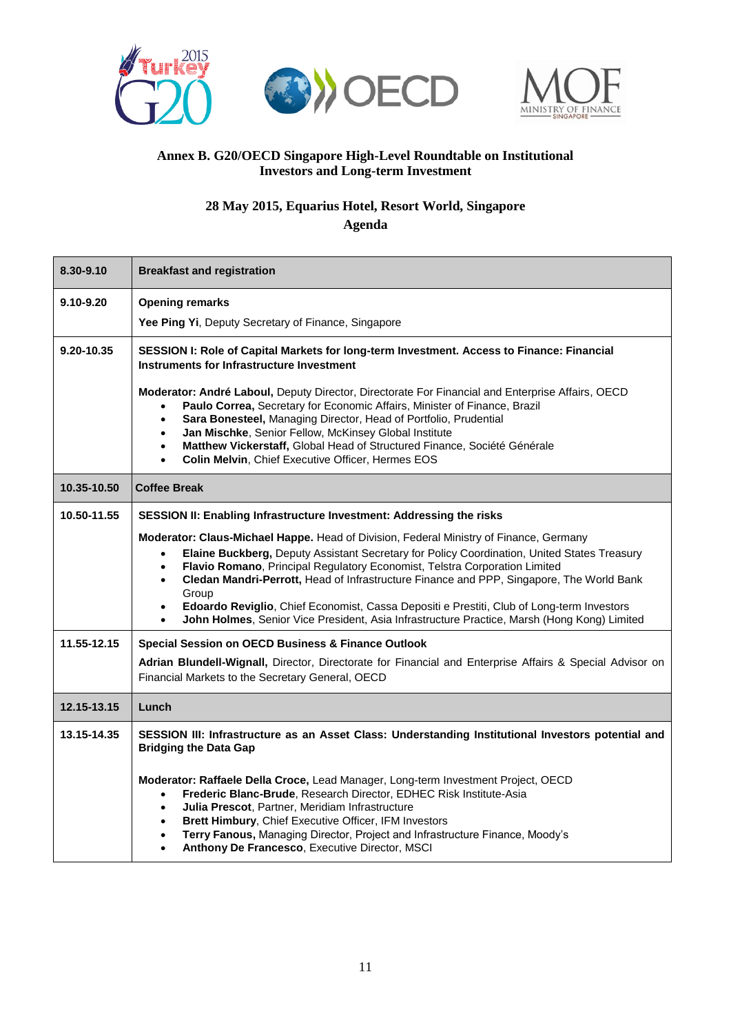**Annex B. G20/OECD Singapore High-Level Roundtable on Institutional Investors and Long-term Investment**

**28 May 2015, Equarius Hotel, Resort World, Singapore**

**Agenda**

| | |
|---|---|
| **8.30-9.10** | **Breakfast and registration** |
| **9.10-9.20** | **Opening remarks**<br><br>**Yee Ping Yi**, Deputy Secretary of Finance, Singapore |
| **9.20-10.35** | **SESSION I: Role of Capital Markets for long-term Investment. Access to Finance: Financial Instruments for Infrastructure Investment**<br><br>**Moderator: André Laboul,** Deputy Director, Directorate For Financial and Enterprise Affairs, OECD<br>• **Paulo Correa,** Secretary for Economic Affairs, Minister of Finance, Brazil<br>• **Sara Bonesteel,** Managing Director, Head of Portfolio, Prudential<br>• **Jan Mischke**, Senior Fellow, McKinsey Global Institute<br>• **Matthew Vickerstaff,** Global Head of Structured Finance, Société Générale<br>• **Colin Melvin**, Chief Executive Officer, Hermes EOS |
| **10.35-10.50** | **Coffee Break** |
| **10.50-11.55** | **SESSION II: Enabling Infrastructure Investment: Addressing the risks**<br><br>**Moderator: Claus-Michael Happe.** Head of Division, Federal Ministry of Finance, Germany<br>• **Elaine Buckberg,** Deputy Assistant Secretary for Policy Coordination, United States Treasury<br>• **Flavio Romano**, Principal Regulatory Economist, Telstra Corporation Limited<br>• **Cledan Mandri-Perrott,** Head of Infrastructure Finance and PPP, Singapore, The World Bank Group<br>• **Edoardo Reviglio**, Chief Economist, Cassa Depositi e Prestiti, Club of Long-term Investors<br>• **John Holmes**, Senior Vice President, Asia Infrastructure Practice, Marsh (Hong Kong) Limited |
| **11.55-12.15** | **Special Session on OECD Business & Finance Outlook**<br><br>**Adrian Blundell-Wignall,** Director, Directorate for Financial and Enterprise Affairs & Special Advisor on Financial Markets to the Secretary General, OECD |
| **12.15-13.15** | **Lunch** |
| **13.15-14.35** | **SESSION III: Infrastructure as an Asset Class: Understanding Institutional Investors potential and Bridging the Data Gap**<br><br>**Moderator: Raffaele Della Croce,** Lead Manager, Long-term Investment Project, OECD<br>• **Frederic Blanc-Brude**, Research Director, EDHEC Risk Institute-Asia<br>• **Julia Prescot**, Partner, Meridiam Infrastructure<br>• **Brett Himbury**, Chief Executive Officer, IFM Investors<br>• **Terry Fanous,** Managing Director, Project and Infrastructure Finance, Moody's<br>• **Anthony De Francesco**, Executive Director, MSCI |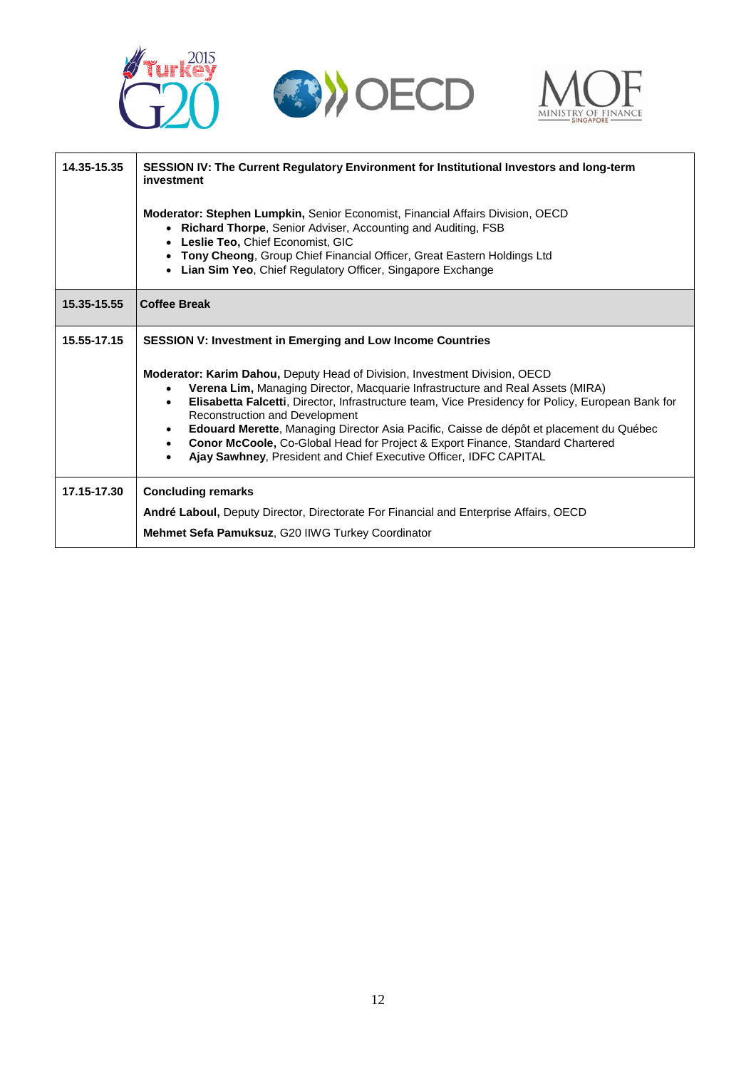| | |
|---|---|
| **14.35-15.35** | **SESSION IV: The Current Regulatory Environment for Institutional Investors and long-term investment**<br><br>**Moderator: Stephen Lumpkin,** Senior Economist, Financial Affairs Division, OECD<br>• **Richard Thorpe**, Senior Adviser, Accounting and Auditing, FSB<br>• **Leslie Teo,** Chief Economist, GIC<br>• **Tony Cheong**, Group Chief Financial Officer, Great Eastern Holdings Ltd<br>• **Lian Sim Yeo**, Chief Regulatory Officer, Singapore Exchange |
| **15.35-15.55** | **Coffee Break** |
| **15.55-17.15** | **SESSION V: Investment in Emerging and Low Income Countries**<br><br>**Moderator: Karim Dahou,** Deputy Head of Division, Investment Division, OECD<br>• **Verena Lim,** Managing Director, Macquarie Infrastructure and Real Assets (MIRA)<br>• **Elisabetta Falcetti**, Director, Infrastructure team, Vice Presidency for Policy, European Bank for Reconstruction and Development<br>• **Edouard Merette**, Managing Director Asia Pacific, Caisse de dépôt et placement du Québec<br>• **Conor McCoole,** Co-Global Head for Project & Export Finance, Standard Chartered<br>• **Ajay Sawhney**, President and Chief Executive Officer, IDFC CAPITAL |
| **17.15-17.30** | **Concluding remarks**<br><br>**André Laboul,** Deputy Director, Directorate For Financial and Enterprise Affairs, OECD<br><br>**Mehmet Sefa Pamuksuz**, G20 IIWG Turkey Coordinator |